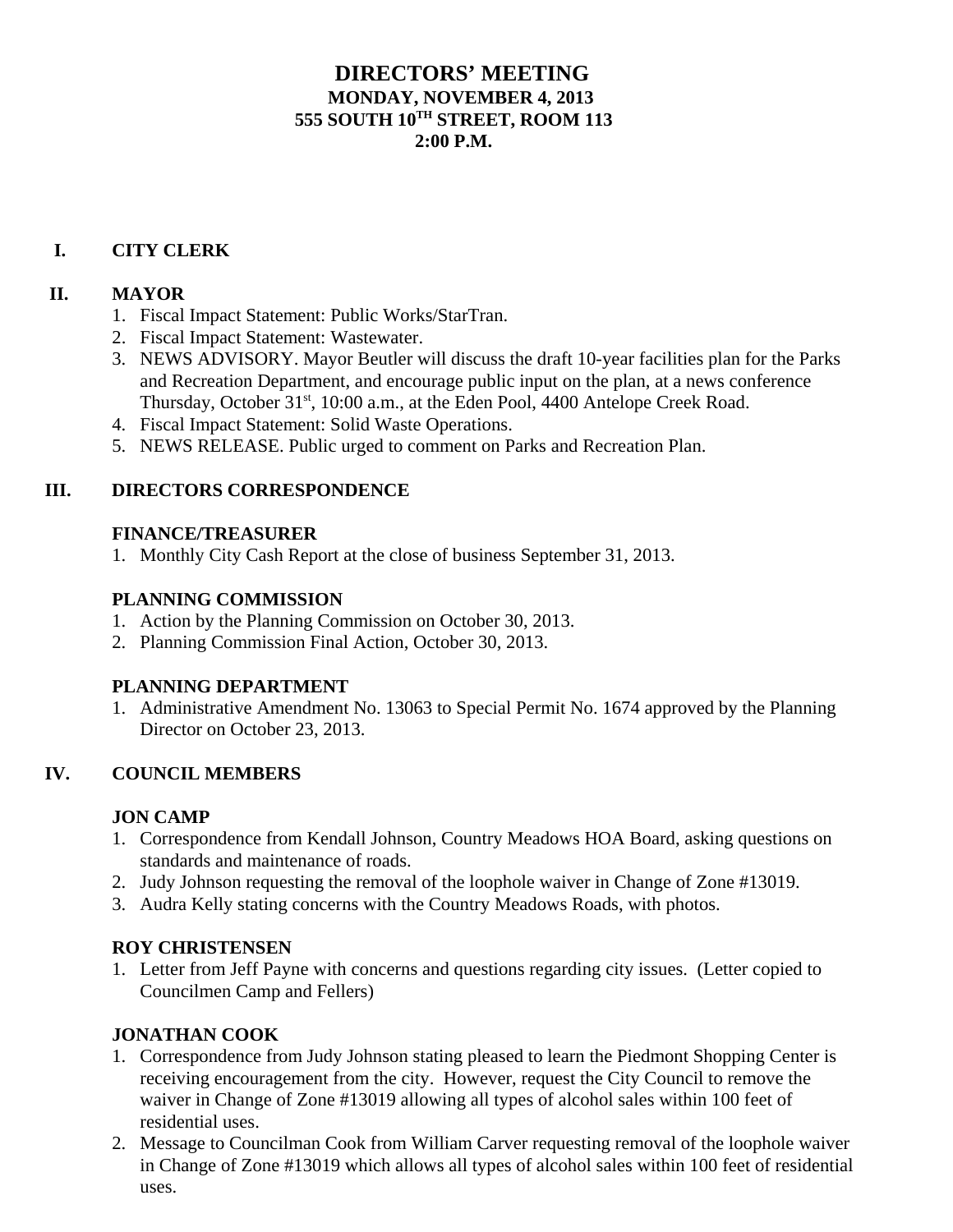# DIRECTORS' MEETING

**MONDAY, NOVEMBER 4, 2013**
**555 SOUTH 10TH STREET, ROOM 113**
**2:00 P.M.**

## I. CITY CLERK

## II. MAYOR

1. Fiscal Impact Statement: Public Works/StarTran.
2. Fiscal Impact Statement: Wastewater.
3. NEWS ADVISORY. Mayor Beutler will discuss the draft 10-year facilities plan for the Parks and Recreation Department, and encourage public input on the plan, at a news conference Thursday, October 31st, 10:00 a.m., at the Eden Pool, 4400 Antelope Creek Road.
4. Fiscal Impact Statement: Solid Waste Operations.
5. NEWS RELEASE. Public urged to comment on Parks and Recreation Plan.

## III. DIRECTORS CORRESPONDENCE

### FINANCE/TREASURER

1. Monthly City Cash Report at the close of business September 31, 2013.

### PLANNING COMMISSION

1. Action by the Planning Commission on October 30, 2013.
2. Planning Commission Final Action, October 30, 2013.

### PLANNING DEPARTMENT

1. Administrative Amendment No. 13063 to Special Permit No. 1674 approved by the Planning Director on October 23, 2013.

## IV. COUNCIL MEMBERS

### JON CAMP

1. Correspondence from Kendall Johnson, Country Meadows HOA Board, asking questions on standards and maintenance of roads.
2. Judy Johnson requesting the removal of the loophole waiver in Change of Zone #13019.
3. Audra Kelly stating concerns with the Country Meadows Roads, with photos.

### ROY CHRISTENSEN

1. Letter from Jeff Payne with concerns and questions regarding city issues. (Letter copied to Councilmen Camp and Fellers)

### JONATHAN COOK

1. Correspondence from Judy Johnson stating pleased to learn the Piedmont Shopping Center is receiving encouragement from the city. However, request the City Council to remove the waiver in Change of Zone #13019 allowing all types of alcohol sales within 100 feet of residential uses.
2. Message to Councilman Cook from William Carver requesting removal of the loophole waiver in Change of Zone #13019 which allows all types of alcohol sales within 100 feet of residential uses.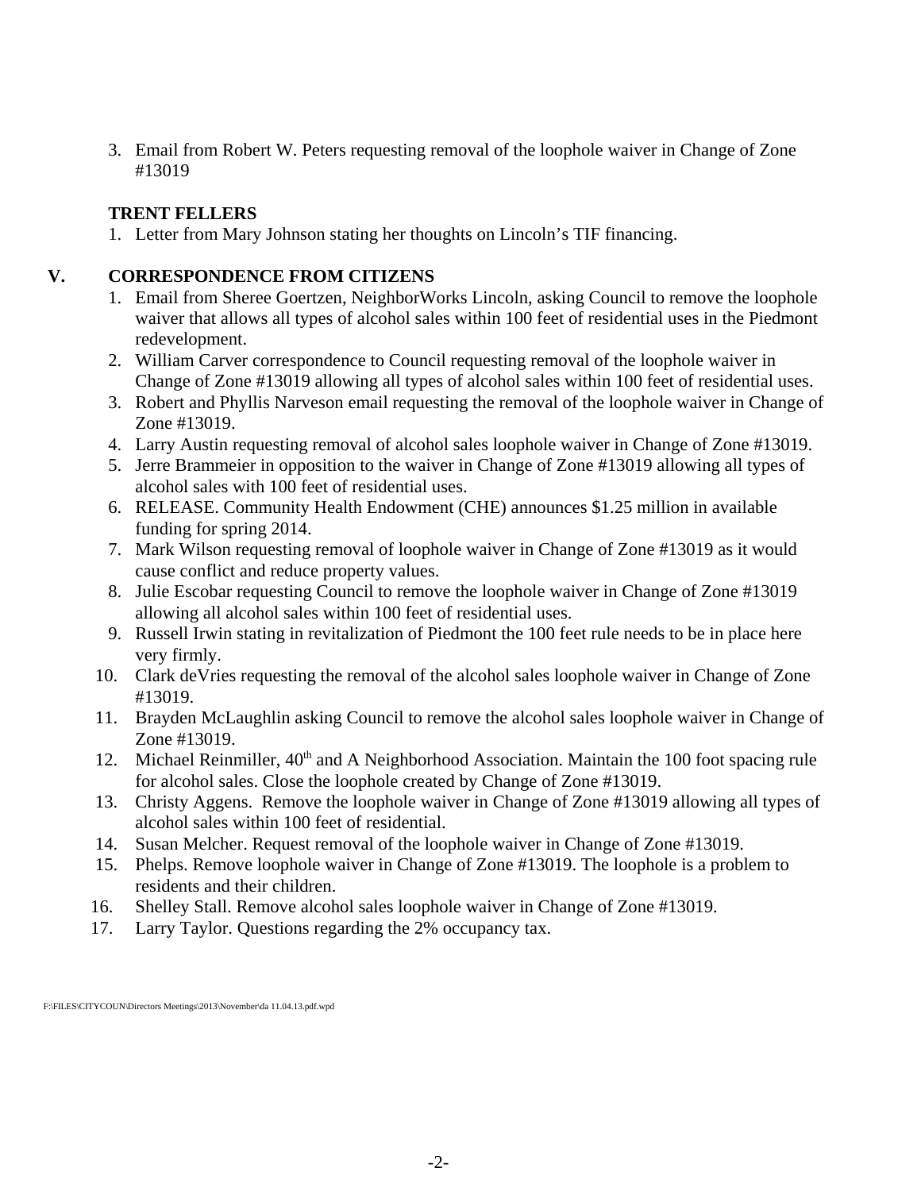3. Email from Robert W. Peters requesting removal of the loophole waiver in Change of Zone #13019

**TRENT FELLERS**

1. Letter from Mary Johnson stating her thoughts on Lincoln's TIF financing.

## V. CORRESPONDENCE FROM CITIZENS

1. Email from Sheree Goertzen, NeighborWorks Lincoln, asking Council to remove the loophole waiver that allows all types of alcohol sales within 100 feet of residential uses in the Piedmont redevelopment.
2. William Carver correspondence to Council requesting removal of the loophole waiver in Change of Zone #13019 allowing all types of alcohol sales within 100 feet of residential uses.
3. Robert and Phyllis Narveson email requesting the removal of the loophole waiver in Change of Zone #13019.
4. Larry Austin requesting removal of alcohol sales loophole waiver in Change of Zone #13019.
5. Jerre Brammeier in opposition to the waiver in Change of Zone #13019 allowing all types of alcohol sales with 100 feet of residential uses.
6. RELEASE. Community Health Endowment (CHE) announces $1.25 million in available funding for spring 2014.
7. Mark Wilson requesting removal of loophole waiver in Change of Zone #13019 as it would cause conflict and reduce property values.
8. Julie Escobar requesting Council to remove the loophole waiver in Change of Zone #13019 allowing all alcohol sales within 100 feet of residential uses.
9. Russell Irwin stating in revitalization of Piedmont the 100 feet rule needs to be in place here very firmly.
10. Clark deVries requesting the removal of the alcohol sales loophole waiver in Change of Zone #13019.
11. Brayden McLaughlin asking Council to remove the alcohol sales loophole waiver in Change of Zone #13019.
12. Michael Reinmiller, 40th and A Neighborhood Association. Maintain the 100 foot spacing rule for alcohol sales. Close the loophole created by Change of Zone #13019.
13. Christy Aggens. Remove the loophole waiver in Change of Zone #13019 allowing all types of alcohol sales within 100 feet of residential.
14. Susan Melcher. Request removal of the loophole waiver in Change of Zone #13019.
15. Phelps. Remove loophole waiver in Change of Zone #13019. The loophole is a problem to residents and their children.
16. Shelley Stall. Remove alcohol sales loophole waiver in Change of Zone #13019.
17. Larry Taylor. Questions regarding the 2% occupancy tax.

F:\FILES\CITYCOUN\Directors Meetings\2013\November\da 11.04.13.pdf.wpd